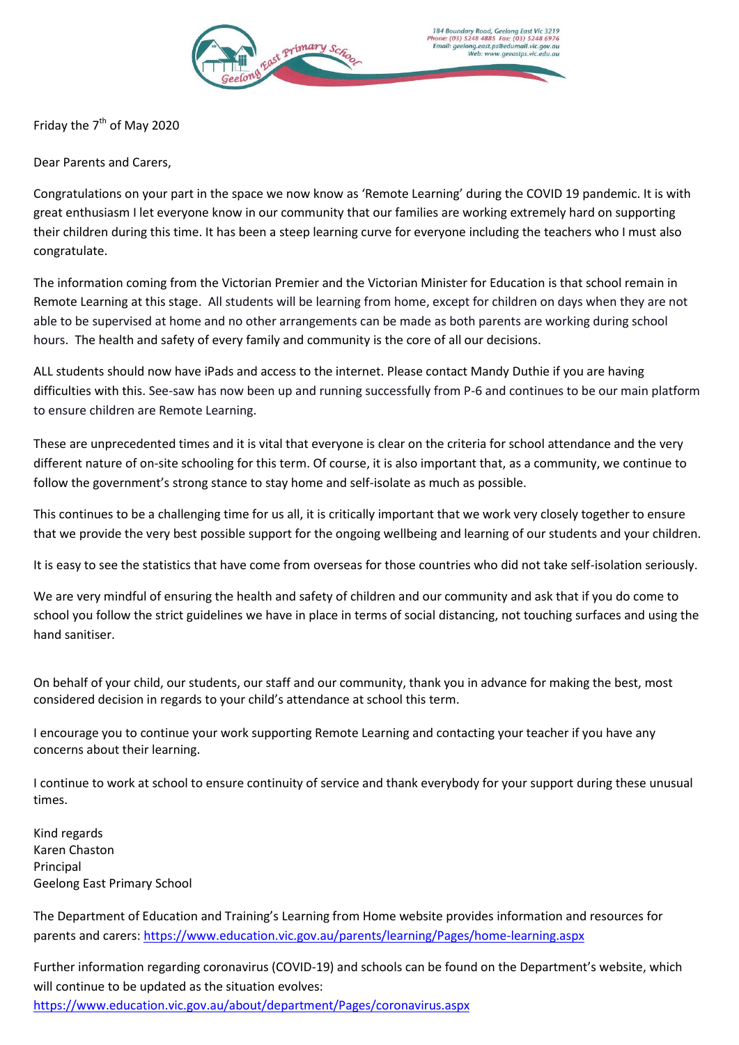184 Boundary Road, Geelong East Vic 3219
Phone: (03) 5248 4885 Fax: (03) 5248 6976
Email: geelong.east.ps@edumail.vic.gov.au
Web: www.geeastps.vic.edu.au

Friday the 7th of May 2020

Dear Parents and Carers,

Congratulations on your part in the space we now know as 'Remote Learning' during the COVID 19 pandemic. It is with great enthusiasm I let everyone know in our community that our families are working extremely hard on supporting their children during this time. It has been a steep learning curve for everyone including the teachers who I must also congratulate.

The information coming from the Victorian Premier and the Victorian Minister for Education is that school remain in Remote Learning at this stage. All students will be learning from home, except for children on days when they are not able to be supervised at home and no other arrangements can be made as both parents are working during school hours. The health and safety of every family and community is the core of all our decisions.

ALL students should now have iPads and access to the internet. Please contact Mandy Duthie if you are having difficulties with this. See-saw has now been up and running successfully from P-6 and continues to be our main platform to ensure children are Remote Learning.

These are unprecedented times and it is vital that everyone is clear on the criteria for school attendance and the very different nature of on-site schooling for this term. Of course, it is also important that, as a community, we continue to follow the government's strong stance to stay home and self-isolate as much as possible.

This continues to be a challenging time for us all, it is critically important that we work very closely together to ensure that we provide the very best possible support for the ongoing wellbeing and learning of our students and your children.

It is easy to see the statistics that have come from overseas for those countries who did not take self-isolation seriously.

We are very mindful of ensuring the health and safety of children and our community and ask that if you do come to school you follow the strict guidelines we have in place in terms of social distancing, not touching surfaces and using the hand sanitiser.

On behalf of your child, our students, our staff and our community, thank you in advance for making the best, most considered decision in regards to your child's attendance at school this term.

I encourage you to continue your work supporting Remote Learning and contacting your teacher if you have any concerns about their learning.

I continue to work at school to ensure continuity of service and thank everybody for your support during these unusual times.

Kind regards
Karen Chaston
Principal
Geelong East Primary School

The Department of Education and Training's Learning from Home website provides information and resources for parents and carers: https://www.education.vic.gov.au/parents/learning/Pages/home-learning.aspx

Further information regarding coronavirus (COVID-19) and schools can be found on the Department's website, which will continue to be updated as the situation evolves:
https://www.education.vic.gov.au/about/department/Pages/coronavirus.aspx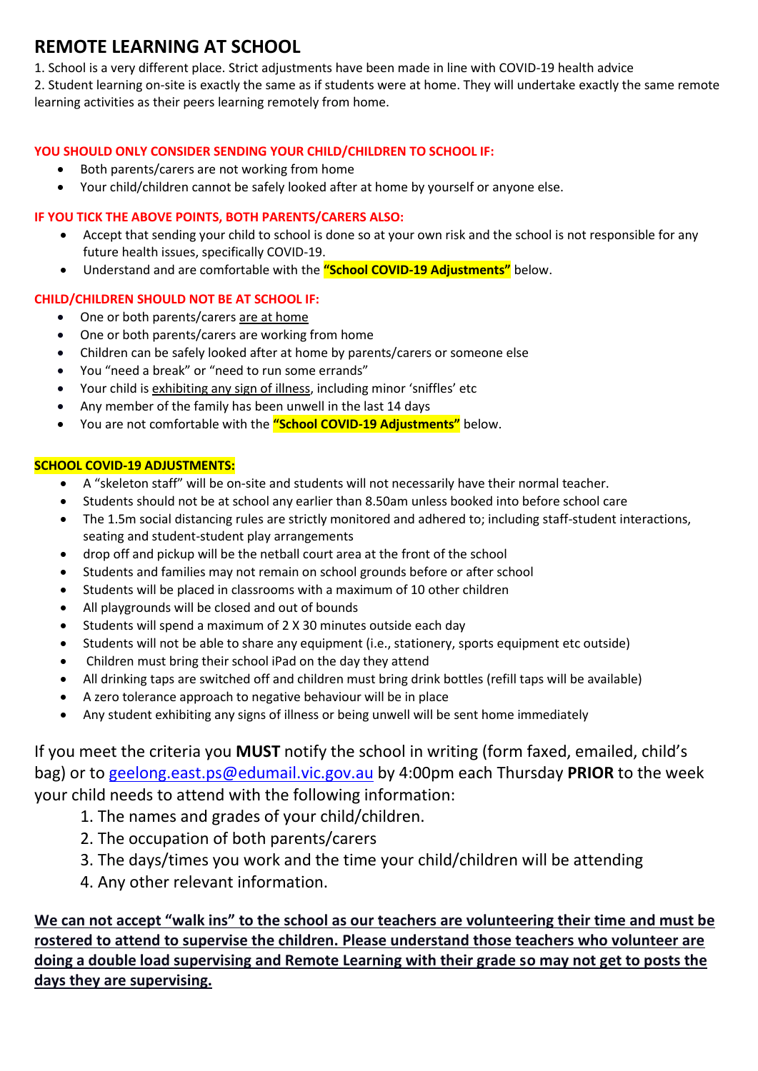# REMOTE LEARNING AT SCHOOL

1. School is a very different place. Strict adjustments have been made in line with COVID-19 health advice
2. Student learning on-site is exactly the same as if students were at home. They will undertake exactly the same remote learning activities as their peers learning remotely from home.

**YOU SHOULD ONLY CONSIDER SENDING YOUR CHILD/CHILDREN TO SCHOOL IF:**

- Both parents/carers are not working from home
- Your child/children cannot be safely looked after at home by yourself or anyone else.

**IF YOU TICK THE ABOVE POINTS, BOTH PARENTS/CARERS ALSO:**

- Accept that sending your child to school is done so at your own risk and the school is not responsible for any future health issues, specifically COVID-19.
- Understand and are comfortable with the **"School COVID-19 Adjustments"** below.

**CHILD/CHILDREN SHOULD NOT BE AT SCHOOL IF:**

- One or both parents/carers are at home
- One or both parents/carers are working from home
- Children can be safely looked after at home by parents/carers or someone else
- You "need a break" or "need to run some errands"
- Your child is exhibiting any sign of illness, including minor 'sniffles' etc
- Any member of the family has been unwell in the last 14 days
- You are not comfortable with the **"School COVID-19 Adjustments"** below.

**SCHOOL COVID-19 ADJUSTMENTS:**

- A "skeleton staff" will be on-site and students will not necessarily have their normal teacher.
- Students should not be at school any earlier than 8.50am unless booked into before school care
- The 1.5m social distancing rules are strictly monitored and adhered to; including staff-student interactions, seating and student-student play arrangements
- drop off and pickup will be the netball court area at the front of the school
- Students and families may not remain on school grounds before or after school
- Students will be placed in classrooms with a maximum of 10 other children
- All playgrounds will be closed and out of bounds
- Students will spend a maximum of 2 X 30 minutes outside each day
- Students will not be able to share any equipment (i.e., stationery, sports equipment etc outside)
- Children must bring their school iPad on the day they attend
- All drinking taps are switched off and children must bring drink bottles (refill taps will be available)
- A zero tolerance approach to negative behaviour will be in place
- Any student exhibiting any signs of illness or being unwell will be sent home immediately

If you meet the criteria you **MUST** notify the school in writing (form faxed, emailed, child's bag) or to geelong.east.ps@edumail.vic.gov.au by 4:00pm each Thursday **PRIOR** to the week your child needs to attend with the following information:

1. The names and grades of your child/children.
2. The occupation of both parents/carers
3. The days/times you work and the time your child/children will be attending
4. Any other relevant information.

**We can not accept "walk ins" to the school as our teachers are volunteering their time and must be rostered to attend to supervise the children. Please understand those teachers who volunteer are doing a double load supervising and Remote Learning with their grade so may not get to posts the days they are supervising.**